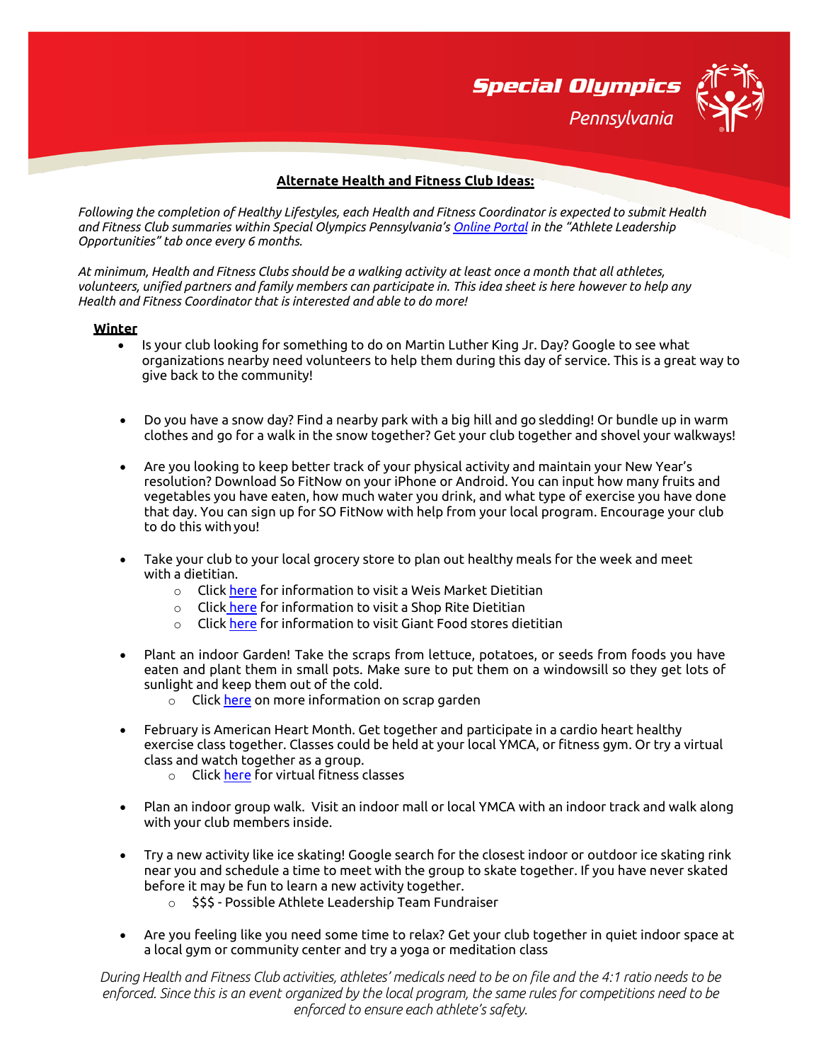## Alternate Health and Fitness Club Ideas:

*Following the completion of Healthy Lifestyles, each Health and Fitness Coordinator is expected to submit Health and Fitness Club summaries within Special Olympics Pennsylvania's Online Portal in the "Athlete Leadership Opportunities" tab once every 6 months.*

*At minimum, Health and Fitness Clubs should be a walking activity at least once a month that all athletes, volunteers, unified partners and family members can participate in. This idea sheet is here however to help any Health and Fitness Coordinator that is interested and able to do more!*

### Winter

- Is your club looking for something to do on Martin Luther King Jr. Day? Google to see what organizations nearby need volunteers to help them during this day of service. This is a great way to give back to the community!

- Do you have a snow day? Find a nearby park with a big hill and go sledding! Or bundle up in warm clothes and go for a walk in the snow together? Get your club together and shovel your walkways!

- Are you looking to keep better track of your physical activity and maintain your New Year's resolution? Download So FitNow on your iPhone or Android. You can input how many fruits and vegetables you have eaten, how much water you drink, and what type of exercise you have done that day. You can sign up for SO FitNow with help from your local program. Encourage your club to do this with you!

- Take your club to your local grocery store to plan out healthy meals for the week and meet with a dietitian.
  - Click here for information to visit a Weis Market Dietitian
  - Click here for information to visit a Shop Rite Dietitian
  - Click here for information to visit Giant Food stores dietitian

- Plant an indoor Garden! Take the scraps from lettuce, potatoes, or seeds from foods you have eaten and plant them in small pots. Make sure to put them on a windowsill so they get lots of sunlight and keep them out of the cold.
  - Click here on more information on scrap garden

- February is American Heart Month. Get together and participate in a cardio heart healthy exercise class together. Classes could be held at your local YMCA, or fitness gym. Or try a virtual class and watch together as a group.
  - Click here for virtual fitness classes

- Plan an indoor group walk. Visit an indoor mall or local YMCA with an indoor track and walk along with your club members inside.

- Try a new activity like ice skating! Google search for the closest indoor or outdoor ice skating rink near you and schedule a time to meet with the group to skate together. If you have never skated before it may be fun to learn a new activity together.
  - $$$ - Possible Athlete Leadership Team Fundraiser

- Are you feeling like you need some time to relax? Get your club together in quiet indoor space at a local gym or community center and try a yoga or meditation class

*During Health and Fitness Club activities, athletes' medicals need to be on file and the 4:1 ratio needs to be enforced. Since this is an event organized by the local program, the same rules for competitions need to be enforced to ensure each athlete's safety.*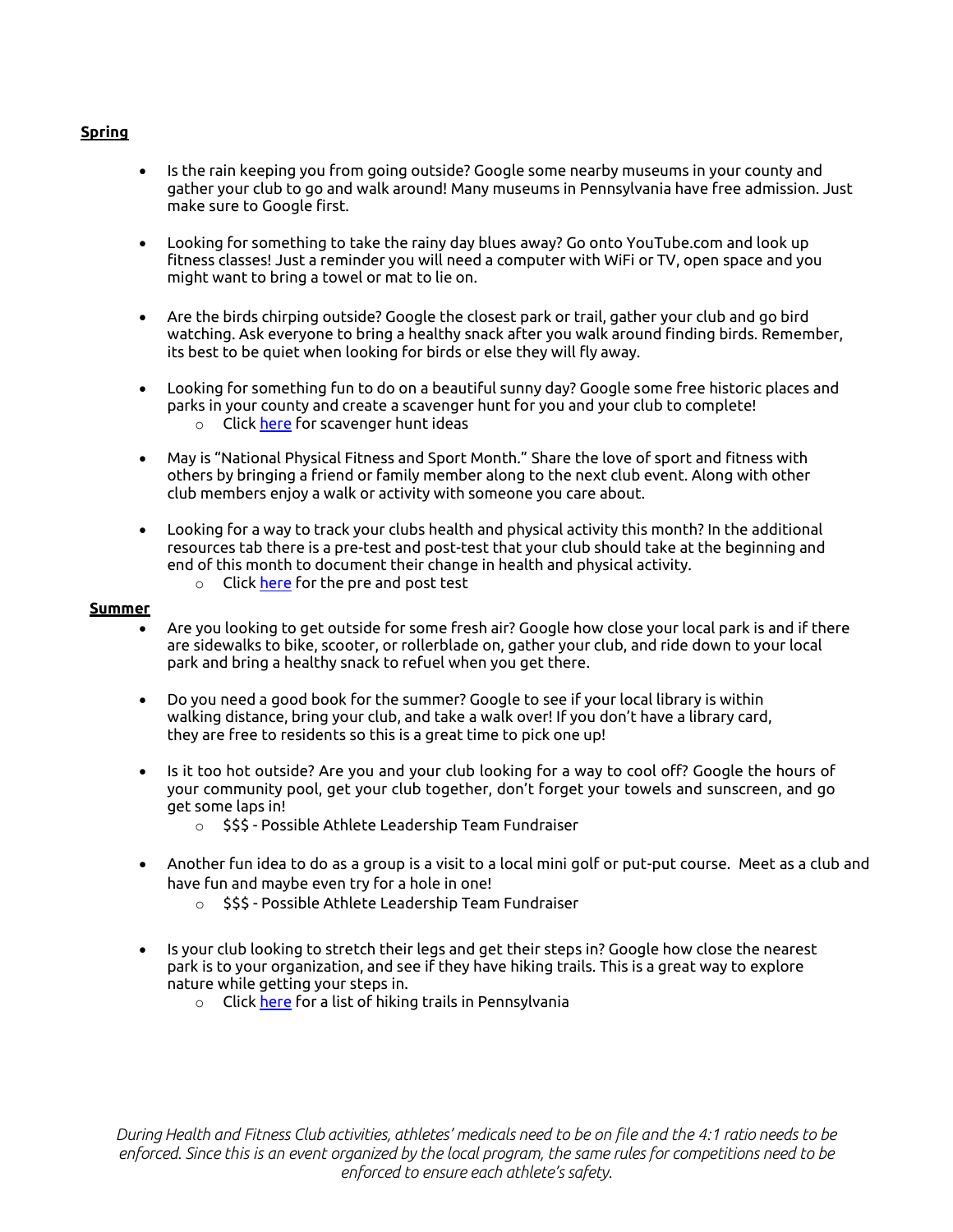**Spring**

- Is the rain keeping you from going outside? Google some nearby museums in your county and gather your club to go and walk around! Many museums in Pennsylvania have free admission. Just make sure to Google first.

- Looking for something to take the rainy day blues away? Go onto YouTube.com and look up fitness classes! Just a reminder you will need a computer with WiFi or TV, open space and you might want to bring a towel or mat to lie on.

- Are the birds chirping outside? Google the closest park or trail, gather your club and go bird watching. Ask everyone to bring a healthy snack after you walk around finding birds. Remember, its best to be quiet when looking for birds or else they will fly away.

- Looking for something fun to do on a beautiful sunny day? Google some free historic places and parks in your county and create a scavenger hunt for you and your club to complete!
  - Click here for scavenger hunt ideas

- May is "National Physical Fitness and Sport Month." Share the love of sport and fitness with others by bringing a friend or family member along to the next club event. Along with other club members enjoy a walk or activity with someone you care about.

- Looking for a way to track your clubs health and physical activity this month? In the additional resources tab there is a pre-test and post-test that your club should take at the beginning and end of this month to document their change in health and physical activity.
  - Click here for the pre and post test

**Summer**

- Are you looking to get outside for some fresh air? Google how close your local park is and if there are sidewalks to bike, scooter, or rollerblade on, gather your club, and ride down to your local park and bring a healthy snack to refuel when you get there.

- Do you need a good book for the summer? Google to see if your local library is within walking distance, bring your club, and take a walk over! If you don't have a library card, they are free to residents so this is a great time to pick one up!

- Is it too hot outside? Are you and your club looking for a way to cool off? Google the hours of your community pool, get your club together, don't forget your towels and sunscreen, and go get some laps in!
  - $$$ - Possible Athlete Leadership Team Fundraiser

- Another fun idea to do as a group is a visit to a local mini golf or put-put course. Meet as a club and have fun and maybe even try for a hole in one!
  - $$$ - Possible Athlete Leadership Team Fundraiser

- Is your club looking to stretch their legs and get their steps in? Google how close the nearest park is to your organization, and see if they have hiking trails. This is a great way to explore nature while getting your steps in.
  - Click here for a list of hiking trails in Pennsylvania

*During Health and Fitness Club activities, athletes' medicals need to be on file and the 4:1 ratio needs to be enforced. Since this is an event organized by the local program, the same rules for competitions need to be enforced to ensure each athlete's safety.*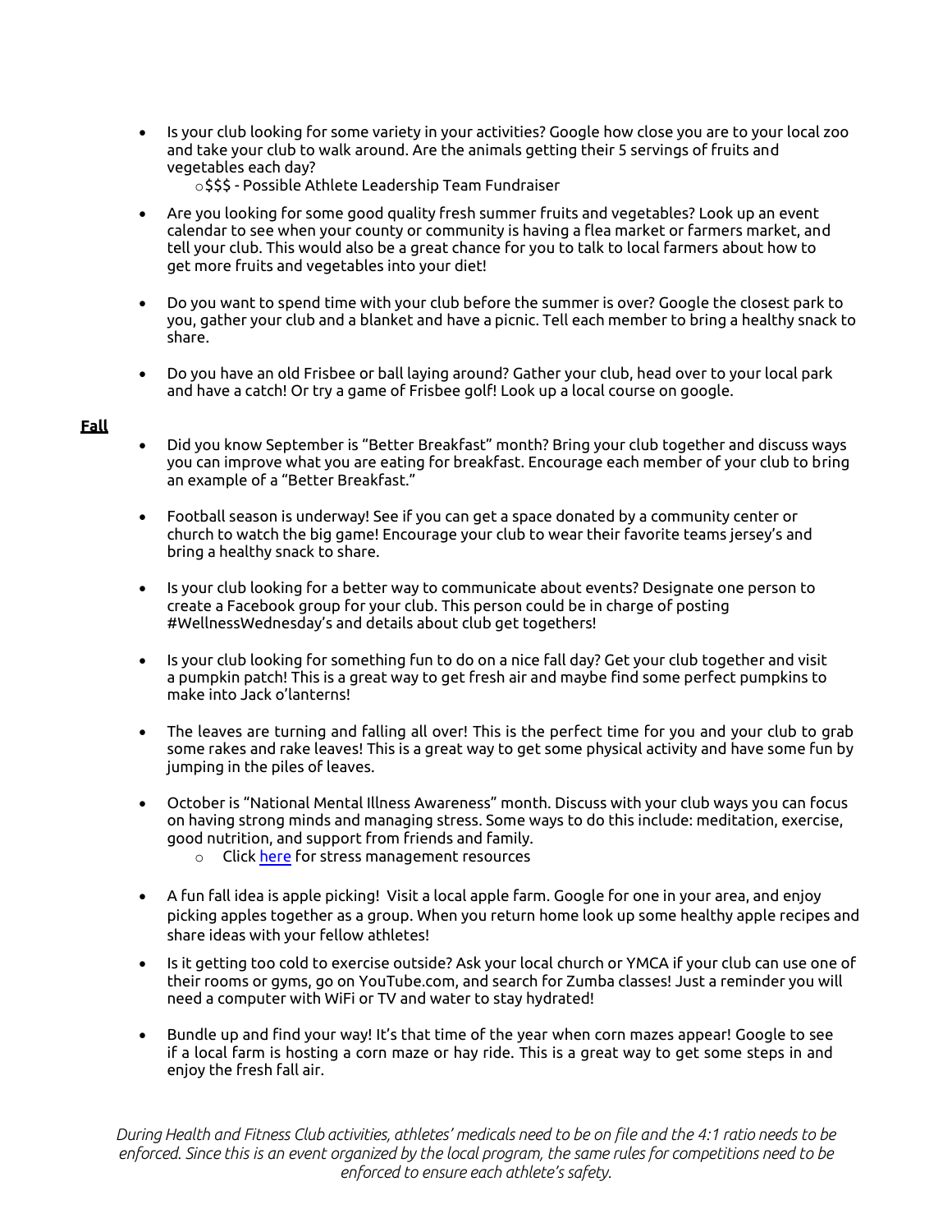- Is your club looking for some variety in your activities? Google how close you are to your local zoo and take your club to walk around. Are the animals getting their 5 servings of fruits and vegetables each day?
  - $$$ - Possible Athlete Leadership Team Fundraiser

- Are you looking for some good quality fresh summer fruits and vegetables? Look up an event calendar to see when your county or community is having a flea market or farmers market, and tell your club. This would also be a great chance for you to talk to local farmers about how to get more fruits and vegetables into your diet!

- Do you want to spend time with your club before the summer is over? Google the closest park to you, gather your club and a blanket and have a picnic. Tell each member to bring a healthy snack to share.

- Do you have an old Frisbee or ball laying around? Gather your club, head over to your local park and have a catch! Or try a game of Frisbee golf! Look up a local course on google.

**Fall**

- Did you know September is "Better Breakfast" month? Bring your club together and discuss ways you can improve what you are eating for breakfast. Encourage each member of your club to bring an example of a "Better Breakfast."

- Football season is underway! See if you can get a space donated by a community center or church to watch the big game! Encourage your club to wear their favorite teams jersey's and bring a healthy snack to share.

- Is your club looking for a better way to communicate about events? Designate one person to create a Facebook group for your club. This person could be in charge of posting #WellnessWednesday's and details about club get togethers!

- Is your club looking for something fun to do on a nice fall day? Get your club together and visit a pumpkin patch! This is a great way to get fresh air and maybe find some perfect pumpkins to make into Jack o'lanterns!

- The leaves are turning and falling all over! This is the perfect time for you and your club to grab some rakes and rake leaves! This is a great way to get some physical activity and have some fun by jumping in the piles of leaves.

- October is "National Mental Illness Awareness" month. Discuss with your club ways you can focus on having strong minds and managing stress. Some ways to do this include: meditation, exercise, good nutrition, and support from friends and family.
  - Click here for stress management resources

- A fun fall idea is apple picking! Visit a local apple farm. Google for one in your area, and enjoy picking apples together as a group. When you return home look up some healthy apple recipes and share ideas with your fellow athletes!

- Is it getting too cold to exercise outside? Ask your local church or YMCA if your club can use one of their rooms or gyms, go on YouTube.com, and search for Zumba classes! Just a reminder you will need a computer with WiFi or TV and water to stay hydrated!

- Bundle up and find your way! It's that time of the year when corn mazes appear! Google to see if a local farm is hosting a corn maze or hay ride. This is a great way to get some steps in and enjoy the fresh fall air.

*During Health and Fitness Club activities, athletes' medicals need to be on file and the 4:1 ratio needs to be enforced. Since this is an event organized by the local program, the same rules for competitions need to be enforced to ensure each athlete's safety.*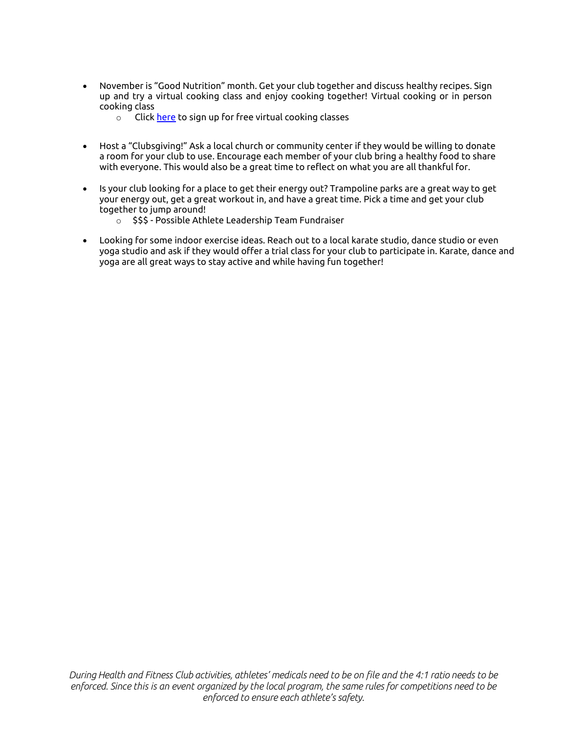- November is "Good Nutrition" month. Get your club together and discuss healthy recipes. Sign up and try a virtual cooking class and enjoy cooking together! Virtual cooking or in person cooking class
    - Click here to sign up for free virtual cooking classes

- Host a "Clubsgiving!" Ask a local church or community center if they would be willing to donate a room for your club to use. Encourage each member of your club bring a healthy food to share with everyone. This would also be a great time to reflect on what you are all thankful for.

- Is your club looking for a place to get their energy out? Trampoline parks are a great way to get your energy out, get a great workout in, and have a great time. Pick a time and get your club together to jump around!
    - $$$ - Possible Athlete Leadership Team Fundraiser

- Looking for some indoor exercise ideas. Reach out to a local karate studio, dance studio or even yoga studio and ask if they would offer a trial class for your club to participate in. Karate, dance and yoga are all great ways to stay active and while having fun together!

*During Health and Fitness Club activities, athletes' medicals need to be on file and the 4:1 ratio needs to be enforced. Since this is an event organized by the local program, the same rules for competitions need to be enforced to ensure each athlete's safety.*